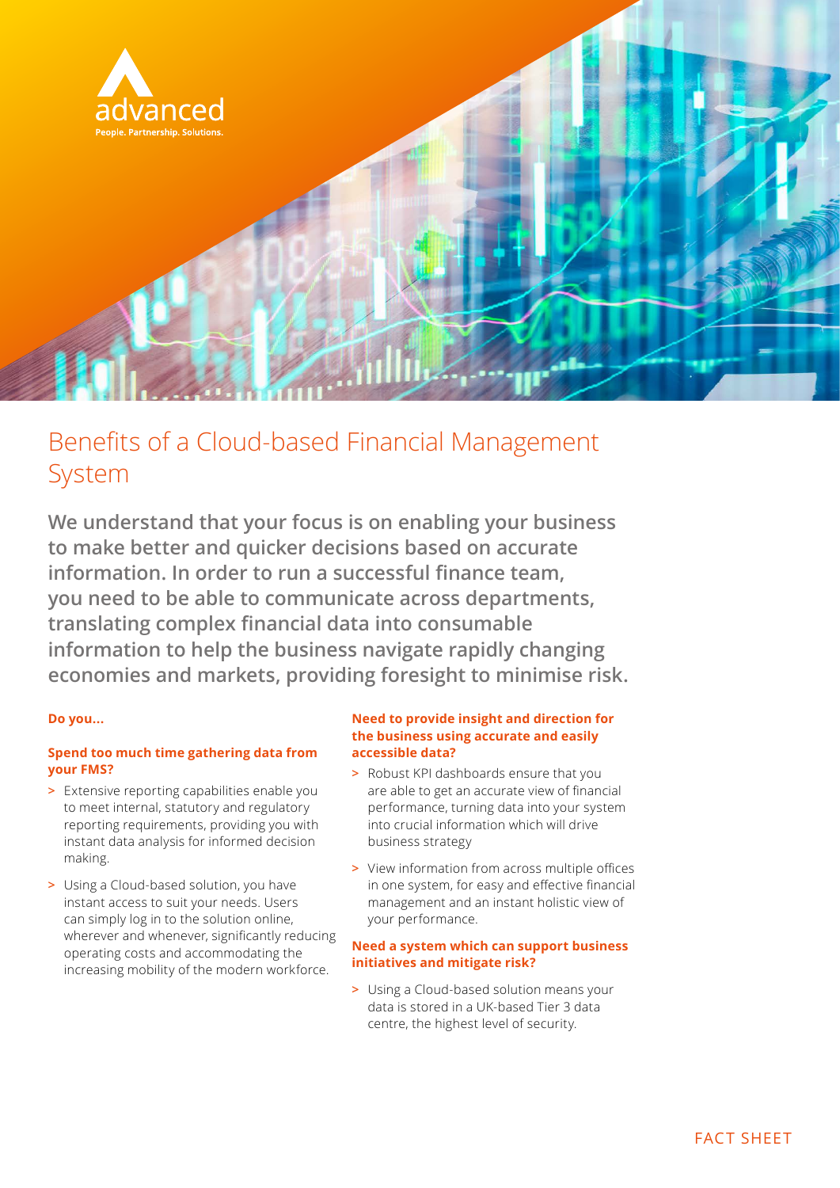advanced

People. Partnership. Solutions.

# Benefits of a Cloud-based Financial Management System

**We understand that your focus is on enabling your business to make better and quicker decisions based on accurate information. In order to run a successful finance team, you need to be able to communicate across departments, translating complex financial data into consumable information to help the business navigate rapidly changing economies and markets, providing foresight to minimise risk.**

**Do you...**

### Spend too much time gathering data from your FMS?

> Extensive reporting capabilities enable you to meet internal, statutory and regulatory reporting requirements, providing you with instant data analysis for informed decision making.

> Using a Cloud-based solution, you have instant access to suit your needs. Users can simply log in to the solution online, wherever and whenever, significantly reducing operating costs and accommodating the increasing mobility of the modern workforce.

### Need to provide insight and direction for the business using accurate and easily accessible data?

> Robust KPI dashboards ensure that you are able to get an accurate view of financial performance, turning data into your system into crucial information which will drive business strategy

> View information from across multiple offices in one system, for easy and effective financial management and an instant holistic view of your performance.

### Need a system which can support business initiatives and mitigate risk?

> Using a Cloud-based solution means your data is stored in a UK-based Tier 3 data centre, the highest level of security.

FACT SHEET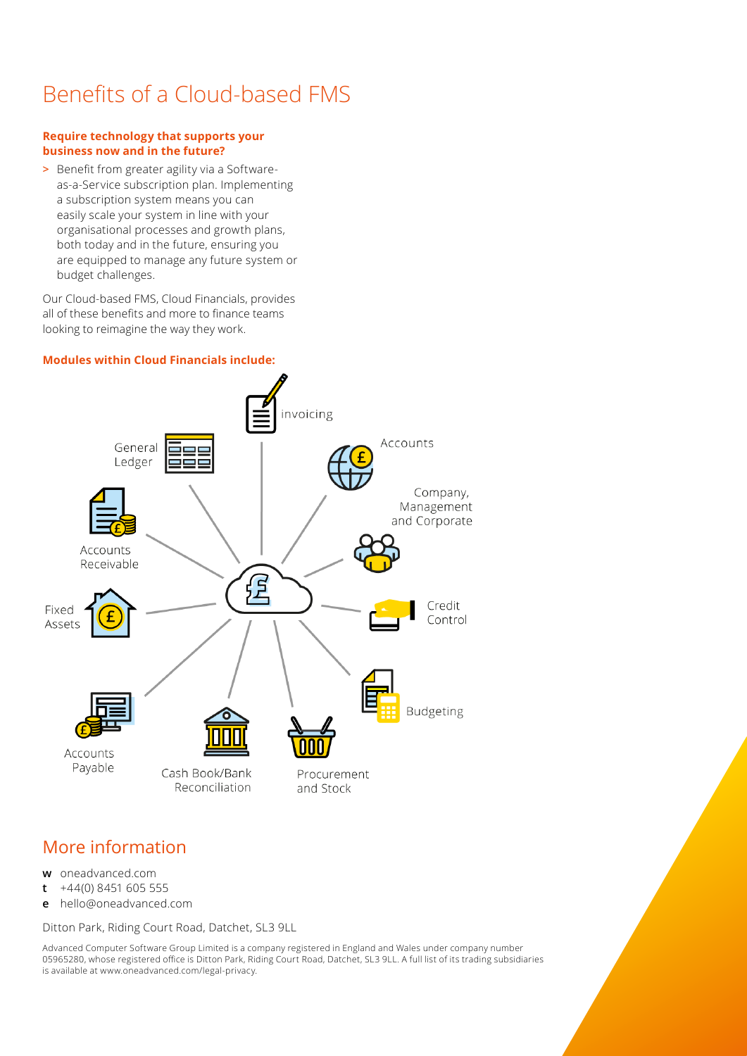# Benefits of a Cloud-based FMS

**Require technology that supports your business now and in the future?**

> Benefit from greater agility via a Software-as-a-Service subscription plan. Implementing a subscription system means you can easily scale your system in line with your organisational processes and growth plans, both today and in the future, ensuring you are equipped to manage any future system or budget challenges.

Our Cloud-based FMS, Cloud Financials, provides all of these benefits and more to finance teams looking to reimagine the way they work.

**Modules within Cloud Financials include:**

invoicing

Accounts

Company, Management and Corporate

Credit Control

Budgeting

Procurement and Stock

Cash Book/Bank Reconciliation

Accounts Payable

Fixed Assets

Accounts Receivable

General Ledger

## More information

**w** oneadvanced.com
**t** +44(0) 8451 605 555
**e** hello@oneadvanced.com

Ditton Park, Riding Court Road, Datchet, SL3 9LL

Advanced Computer Software Group Limited is a company registered in England and Wales under company number 05965280, whose registered office is Ditton Park, Riding Court Road, Datchet, SL3 9LL. A full list of its trading subsidiaries is available at www.oneadvanced.com/legal-privacy.